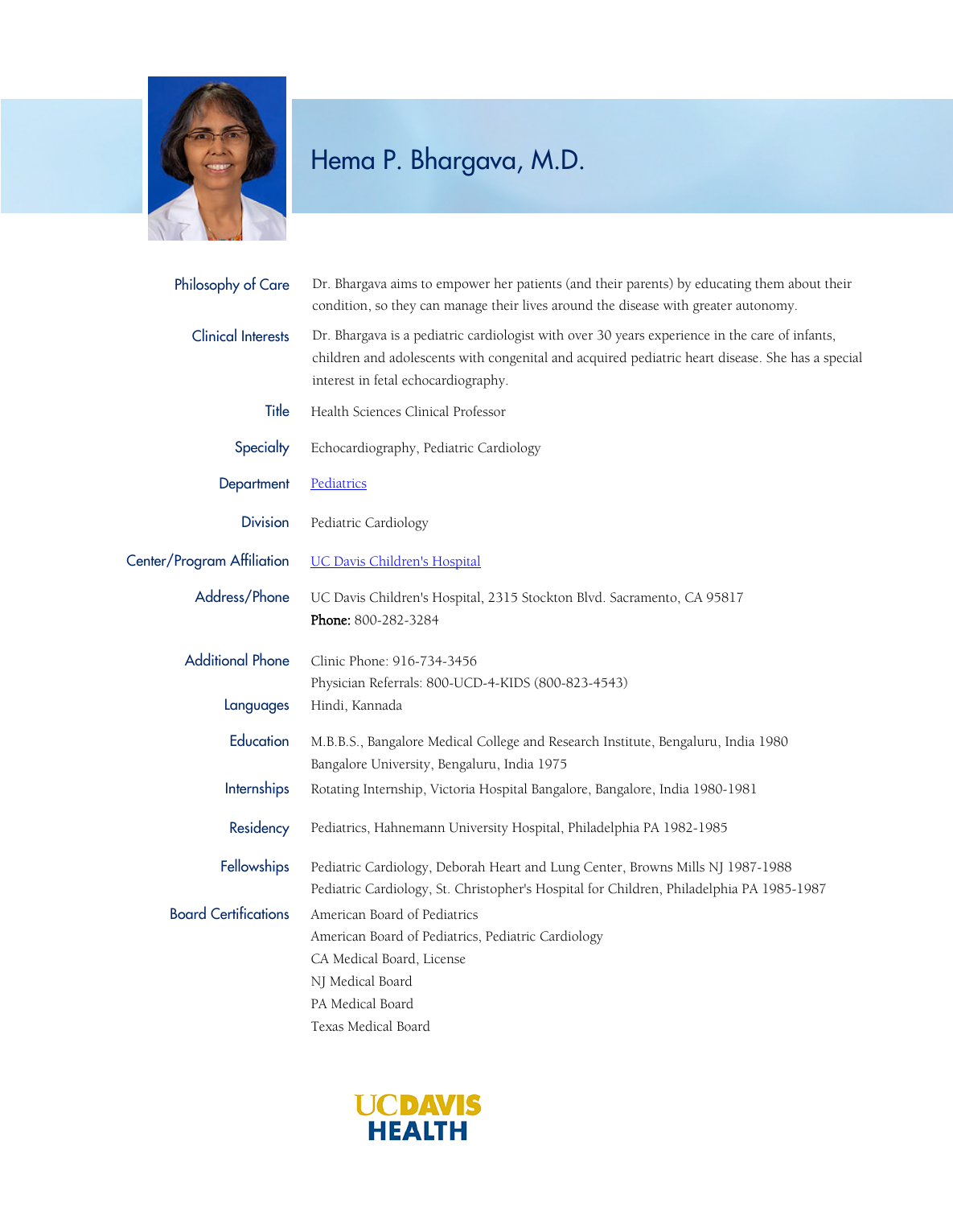# Hema P. Bhargava, M.D.

**Philosophy of Care**
Dr. Bhargava aims to empower her patients (and their parents) by educating them about their condition, so they can manage their lives around the disease with greater autonomy.

**Clinical Interests**
Dr. Bhargava is a pediatric cardiologist with over 30 years experience in the care of infants, children and adolescents with congenital and acquired pediatric heart disease. She has a special interest in fetal echocardiography.

**Title**
Health Sciences Clinical Professor

**Specialty**
Echocardiography, Pediatric Cardiology

**Department**
Pediatrics

**Division**
Pediatric Cardiology

**Center/Program Affiliation**
UC Davis Children's Hospital

**Address/Phone**
UC Davis Children's Hospital, 2315 Stockton Blvd. Sacramento, CA 95817
**Phone:** 800-282-3284

**Additional Phone**
Clinic Phone: 916-734-3456
Physician Referrals: 800-UCD-4-KIDS (800-823-4543)

**Languages**
Hindi, Kannada

**Education**
M.B.B.S., Bangalore Medical College and Research Institute, Bengaluru, India 1980
Bangalore University, Bengaluru, India 1975

**Internships**
Rotating Internship, Victoria Hospital Bangalore, Bangalore, India 1980-1981

**Residency**
Pediatrics, Hahnemann University Hospital, Philadelphia PA 1982-1985

**Fellowships**
Pediatric Cardiology, Deborah Heart and Lung Center, Browns Mills NJ 1987-1988
Pediatric Cardiology, St. Christopher's Hospital for Children, Philadelphia PA 1985-1987

**Board Certifications**
American Board of Pediatrics
American Board of Pediatrics, Pediatric Cardiology
CA Medical Board, License
NJ Medical Board
PA Medical Board
Texas Medical Board

UC DAVIS HEALTH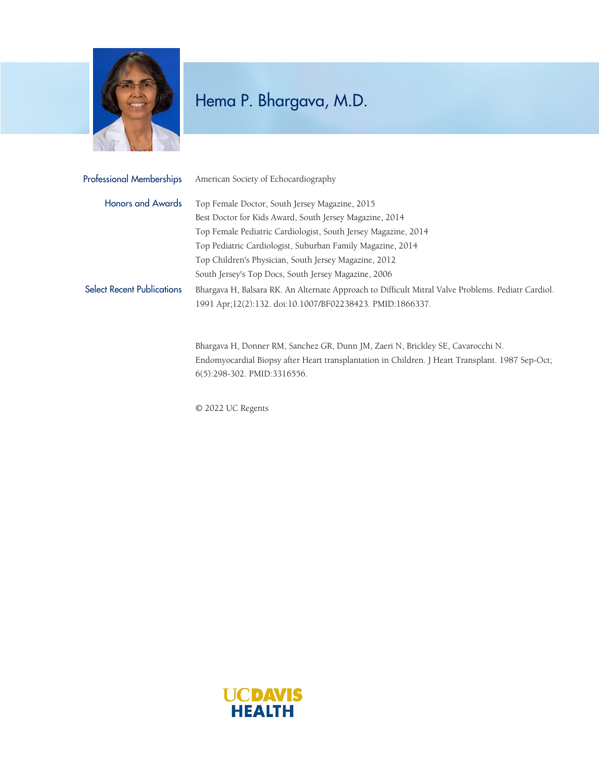# Hema P. Bhargava, M.D.

**Professional Memberships**

American Society of Echocardiography

**Honors and Awards**

Top Female Doctor, South Jersey Magazine, 2015
Best Doctor for Kids Award, South Jersey Magazine, 2014
Top Female Pediatric Cardiologist, South Jersey Magazine, 2014
Top Pediatric Cardiologist, Suburban Family Magazine, 2014
Top Children's Physician, South Jersey Magazine, 2012
South Jersey's Top Docs, South Jersey Magazine, 2006

**Select Recent Publications**

Bhargava H, Balsara RK. An Alternate Approach to Difficult Mitral Valve Problems. Pediatr Cardiol. 1991 Apr;12(2):132. doi:10.1007/BF02238423. PMID:1866337.

Bhargava H, Donner RM, Sanchez GR, Dunn JM, Zaeri N, Brickley SE, Cavarocchi N. Endomyocardial Biopsy after Heart transplantation in Children. J Heart Transplant. 1987 Sep-Oct; 6(5):298-302. PMID:3316556.

© 2022 UC Regents

UC DAVIS HEALTH